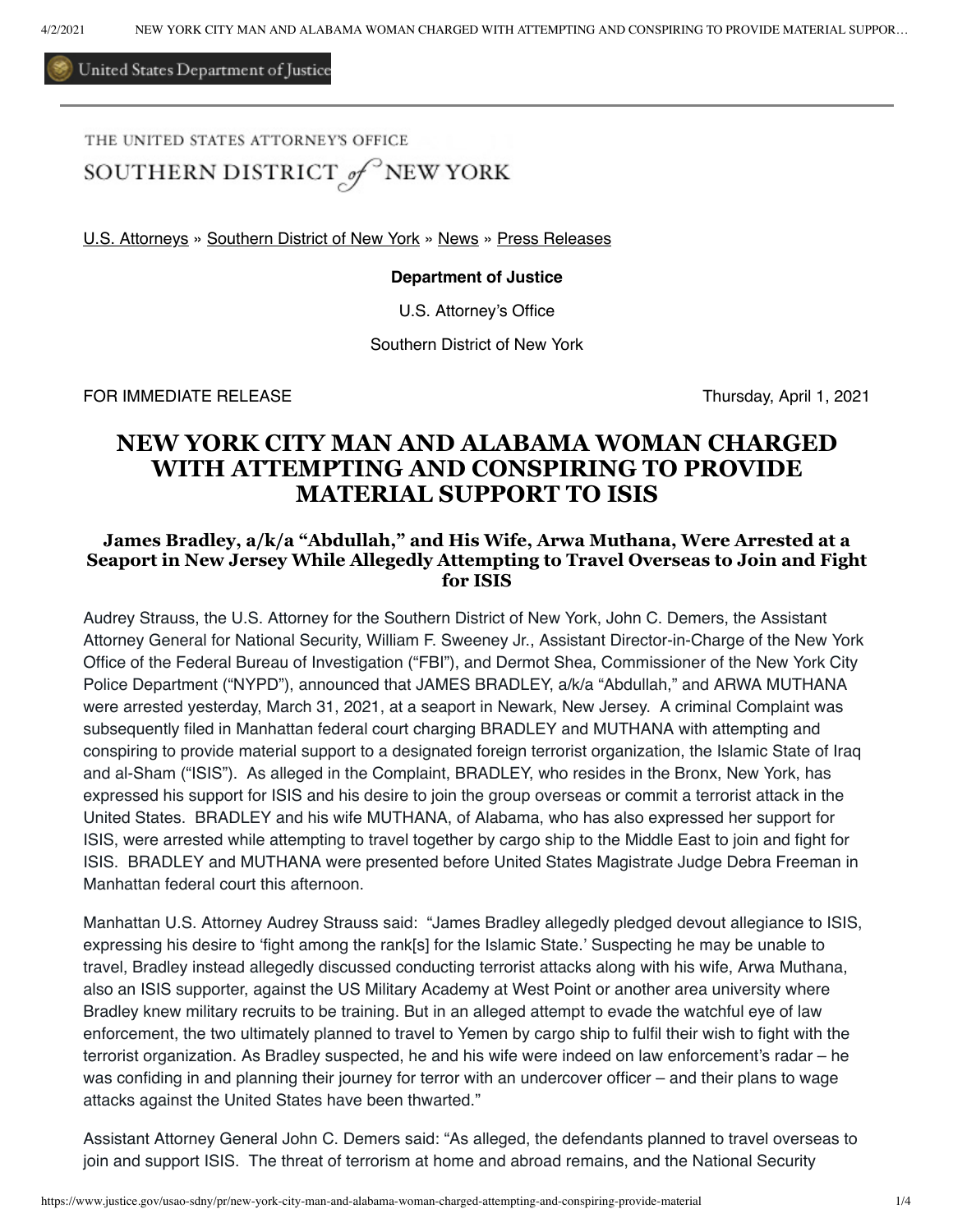United States Department of Justice

THE UNITED STATES ATTORNEY'S OFFICE
SOUTHERN DISTRICT of NEW YORK

U.S. Attorneys » Southern District of New York » News » Press Releases

**Department of Justice**

U.S. Attorney's Office

Southern District of New York

FOR IMMEDIATE RELEASE Thursday, April 1, 2021

# NEW YORK CITY MAN AND ALABAMA WOMAN CHARGED WITH ATTEMPTING AND CONSPIRING TO PROVIDE MATERIAL SUPPORT TO ISIS

## James Bradley, a/k/a "Abdullah," and His Wife, Arwa Muthana, Were Arrested at a Seaport in New Jersey While Allegedly Attempting to Travel Overseas to Join and Fight for ISIS

Audrey Strauss, the U.S. Attorney for the Southern District of New York, John C. Demers, the Assistant Attorney General for National Security, William F. Sweeney Jr., Assistant Director-in-Charge of the New York Office of the Federal Bureau of Investigation ("FBI"), and Dermot Shea, Commissioner of the New York City Police Department ("NYPD"), announced that JAMES BRADLEY, a/k/a "Abdullah," and ARWA MUTHANA were arrested yesterday, March 31, 2021, at a seaport in Newark, New Jersey. A criminal Complaint was subsequently filed in Manhattan federal court charging BRADLEY and MUTHANA with attempting and conspiring to provide material support to a designated foreign terrorist organization, the Islamic State of Iraq and al-Sham ("ISIS"). As alleged in the Complaint, BRADLEY, who resides in the Bronx, New York, has expressed his support for ISIS and his desire to join the group overseas or commit a terrorist attack in the United States. BRADLEY and his wife MUTHANA, of Alabama, who has also expressed her support for ISIS, were arrested while attempting to travel together by cargo ship to the Middle East to join and fight for ISIS. BRADLEY and MUTHANA were presented before United States Magistrate Judge Debra Freeman in Manhattan federal court this afternoon.

Manhattan U.S. Attorney Audrey Strauss said: "James Bradley allegedly pledged devout allegiance to ISIS, expressing his desire to 'fight among the rank[s] for the Islamic State.' Suspecting he may be unable to travel, Bradley instead allegedly discussed conducting terrorist attacks along with his wife, Arwa Muthana, also an ISIS supporter, against the US Military Academy at West Point or another area university where Bradley knew military recruits to be training. But in an alleged attempt to evade the watchful eye of law enforcement, the two ultimately planned to travel to Yemen by cargo ship to fulfil their wish to fight with the terrorist organization. As Bradley suspected, he and his wife were indeed on law enforcement's radar – he was confiding in and planning their journey for terror with an undercover officer – and their plans to wage attacks against the United States have been thwarted."

Assistant Attorney General John C. Demers said: "As alleged, the defendants planned to travel overseas to join and support ISIS. The threat of terrorism at home and abroad remains, and the National Security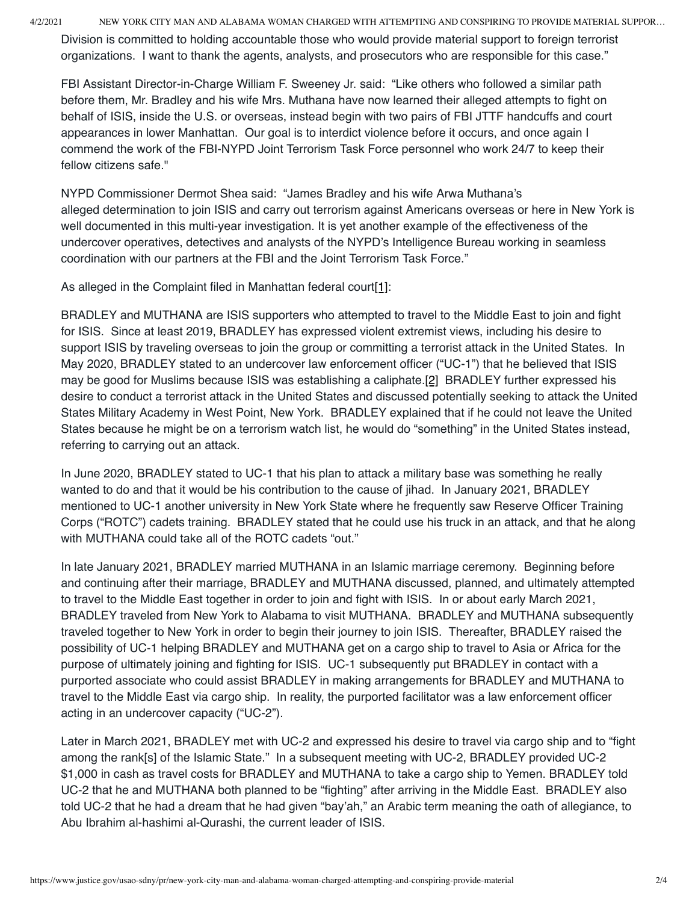Division is committed to holding accountable those who would provide material support to foreign terrorist organizations. I want to thank the agents, analysts, and prosecutors who are responsible for this case."

FBI Assistant Director-in-Charge William F. Sweeney Jr. said: "Like others who followed a similar path before them, Mr. Bradley and his wife Mrs. Muthana have now learned their alleged attempts to fight on behalf of ISIS, inside the U.S. or overseas, instead begin with two pairs of FBI JTTF handcuffs and court appearances in lower Manhattan. Our goal is to interdict violence before it occurs, and once again I commend the work of the FBI-NYPD Joint Terrorism Task Force personnel who work 24/7 to keep their fellow citizens safe."

NYPD Commissioner Dermot Shea said: "James Bradley and his wife Arwa Muthana's alleged determination to join ISIS and carry out terrorism against Americans overseas or here in New York is well documented in this multi-year investigation. It is yet another example of the effectiveness of the undercover operatives, detectives and analysts of the NYPD's Intelligence Bureau working in seamless coordination with our partners at the FBI and the Joint Terrorism Task Force."

As alleged in the Complaint filed in Manhattan federal court[1]:

BRADLEY and MUTHANA are ISIS supporters who attempted to travel to the Middle East to join and fight for ISIS. Since at least 2019, BRADLEY has expressed violent extremist views, including his desire to support ISIS by traveling overseas to join the group or committing a terrorist attack in the United States. In May 2020, BRADLEY stated to an undercover law enforcement officer ("UC-1") that he believed that ISIS may be good for Muslims because ISIS was establishing a caliphate.[2] BRADLEY further expressed his desire to conduct a terrorist attack in the United States and discussed potentially seeking to attack the United States Military Academy in West Point, New York. BRADLEY explained that if he could not leave the United States because he might be on a terrorism watch list, he would do "something" in the United States instead, referring to carrying out an attack.

In June 2020, BRADLEY stated to UC-1 that his plan to attack a military base was something he really wanted to do and that it would be his contribution to the cause of jihad. In January 2021, BRADLEY mentioned to UC-1 another university in New York State where he frequently saw Reserve Officer Training Corps ("ROTC") cadets training. BRADLEY stated that he could use his truck in an attack, and that he along with MUTHANA could take all of the ROTC cadets "out."

In late January 2021, BRADLEY married MUTHANA in an Islamic marriage ceremony. Beginning before and continuing after their marriage, BRADLEY and MUTHANA discussed, planned, and ultimately attempted to travel to the Middle East together in order to join and fight with ISIS. In or about early March 2021, BRADLEY traveled from New York to Alabama to visit MUTHANA. BRADLEY and MUTHANA subsequently traveled together to New York in order to begin their journey to join ISIS. Thereafter, BRADLEY raised the possibility of UC-1 helping BRADLEY and MUTHANA get on a cargo ship to travel to Asia or Africa for the purpose of ultimately joining and fighting for ISIS. UC-1 subsequently put BRADLEY in contact with a purported associate who could assist BRADLEY in making arrangements for BRADLEY and MUTHANA to travel to the Middle East via cargo ship. In reality, the purported facilitator was a law enforcement officer acting in an undercover capacity ("UC-2").

Later in March 2021, BRADLEY met with UC-2 and expressed his desire to travel via cargo ship and to "fight among the rank[s] of the Islamic State." In a subsequent meeting with UC-2, BRADLEY provided UC-2 $1,000 in cash as travel costs for BRADLEY and MUTHANA to take a cargo ship to Yemen. BRADLEY told UC-2 that he and MUTHANA both planned to be "fighting" after arriving in the Middle East. BRADLEY also told UC-2 that he had a dream that he had given "bay'ah," an Arabic term meaning the oath of allegiance, to Abu Ibrahim al-hashimi al-Qurashi, the current leader of ISIS.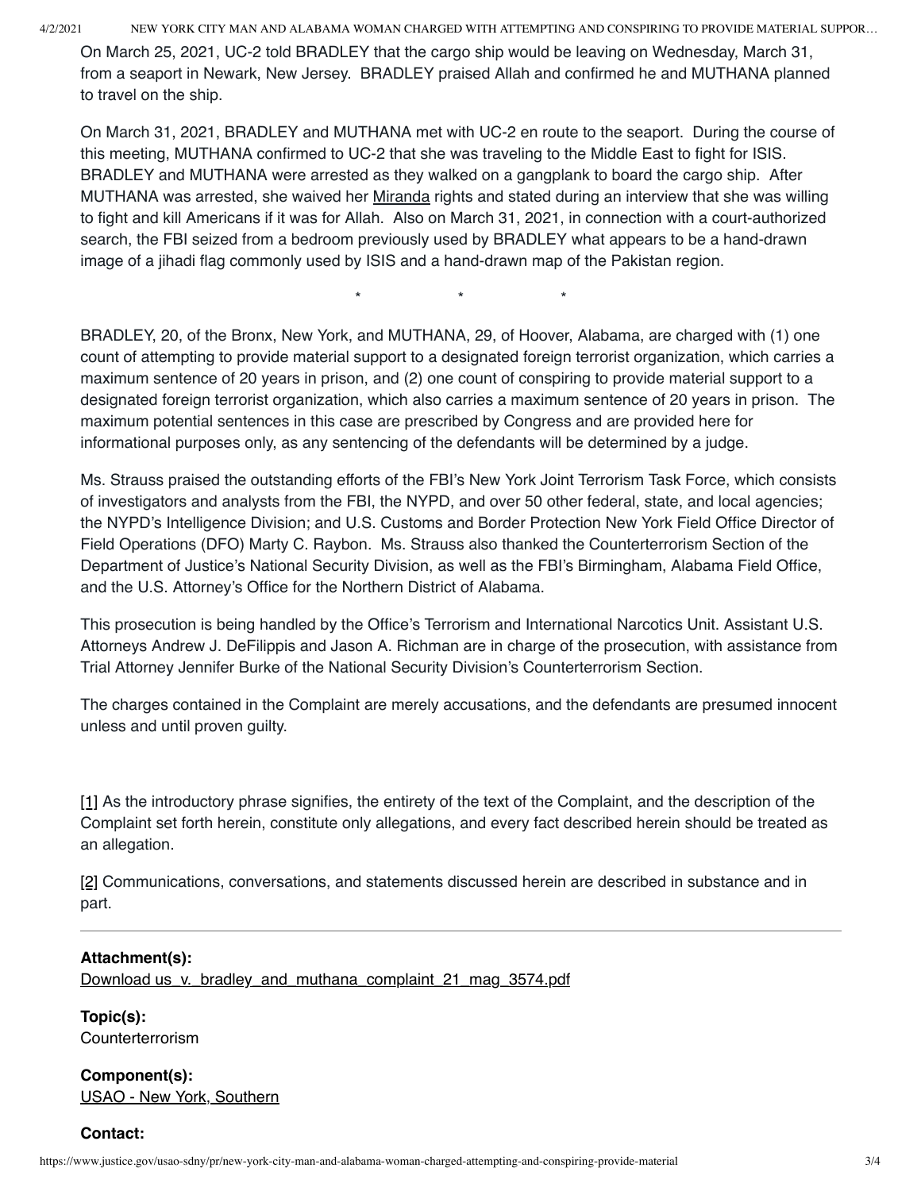On March 25, 2021, UC-2 told BRADLEY that the cargo ship would be leaving on Wednesday, March 31, from a seaport in Newark, New Jersey. BRADLEY praised Allah and confirmed he and MUTHANA planned to travel on the ship.

On March 31, 2021, BRADLEY and MUTHANA met with UC-2 en route to the seaport. During the course of this meeting, MUTHANA confirmed to UC-2 that she was traveling to the Middle East to fight for ISIS. BRADLEY and MUTHANA were arrested as they walked on a gangplank to board the cargo ship. After MUTHANA was arrested, she waived her Miranda rights and stated during an interview that she was willing to fight and kill Americans if it was for Allah. Also on March 31, 2021, in connection with a court-authorized search, the FBI seized from a bedroom previously used by BRADLEY what appears to be a hand-drawn image of a jihadi flag commonly used by ISIS and a hand-drawn map of the Pakistan region.

\* \* \*

BRADLEY, 20, of the Bronx, New York, and MUTHANA, 29, of Hoover, Alabama, are charged with (1) one count of attempting to provide material support to a designated foreign terrorist organization, which carries a maximum sentence of 20 years in prison, and (2) one count of conspiring to provide material support to a designated foreign terrorist organization, which also carries a maximum sentence of 20 years in prison. The maximum potential sentences in this case are prescribed by Congress and are provided here for informational purposes only, as any sentencing of the defendants will be determined by a judge.

Ms. Strauss praised the outstanding efforts of the FBI's New York Joint Terrorism Task Force, which consists of investigators and analysts from the FBI, the NYPD, and over 50 other federal, state, and local agencies; the NYPD's Intelligence Division; and U.S. Customs and Border Protection New York Field Office Director of Field Operations (DFO) Marty C. Raybon. Ms. Strauss also thanked the Counterterrorism Section of the Department of Justice's National Security Division, as well as the FBI's Birmingham, Alabama Field Office, and the U.S. Attorney's Office for the Northern District of Alabama.

This prosecution is being handled by the Office's Terrorism and International Narcotics Unit. Assistant U.S. Attorneys Andrew J. DeFilippis and Jason A. Richman are in charge of the prosecution, with assistance from Trial Attorney Jennifer Burke of the National Security Division's Counterterrorism Section.

The charges contained in the Complaint are merely accusations, and the defendants are presumed innocent unless and until proven guilty.

[1] As the introductory phrase signifies, the entirety of the text of the Complaint, and the description of the Complaint set forth herein, constitute only allegations, and every fact described herein should be treated as an allegation.

[2] Communications, conversations, and statements discussed herein are described in substance and in part.

---

**Attachment(s):**
Download us_v._bradley_and_muthana_complaint_21_mag_3574.pdf

**Topic(s):**
Counterterrorism

**Component(s):**
USAO - New York, Southern

**Contact:**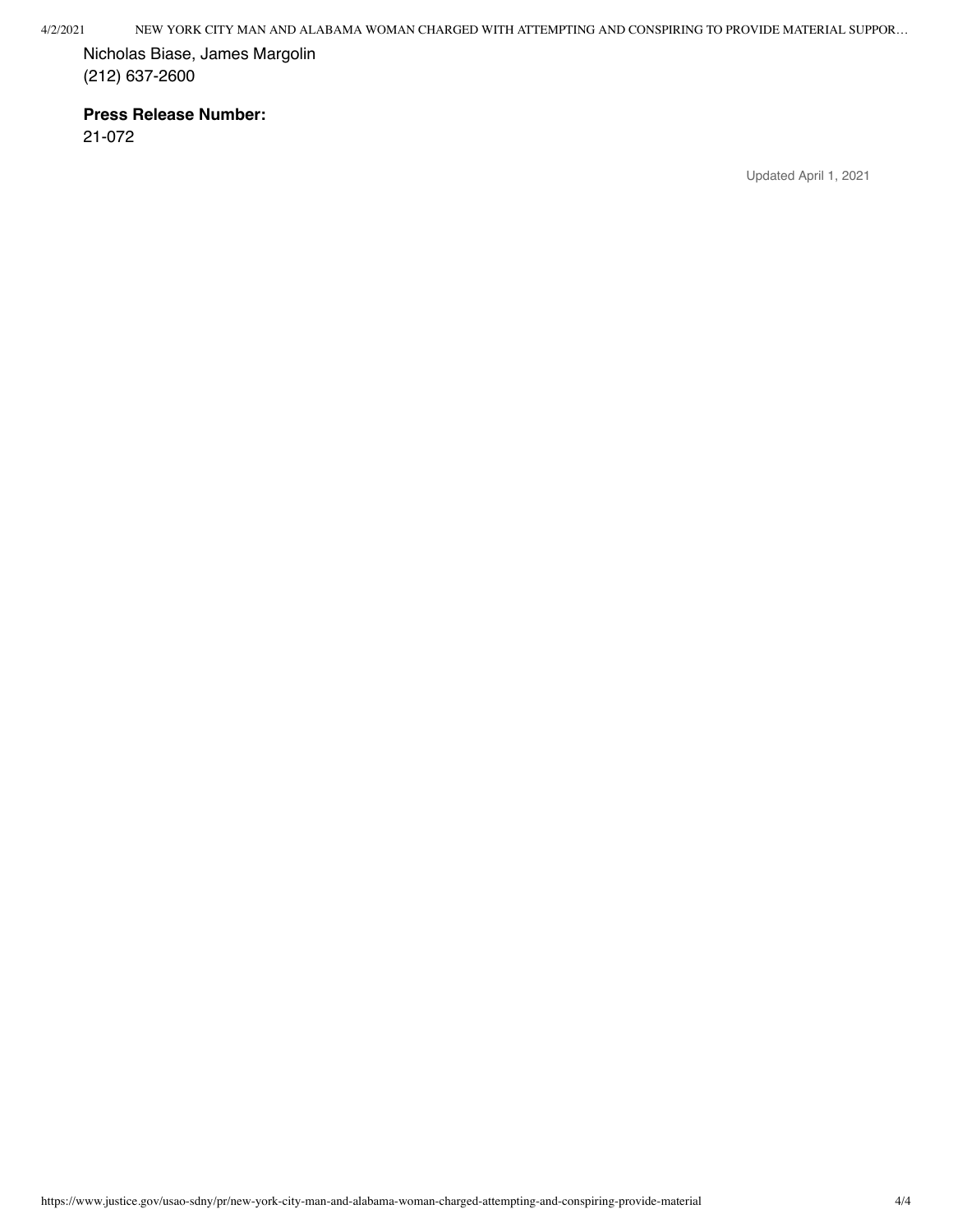Nicholas Biase, James Margolin
(212) 637-2600

**Press Release Number:**
21-072

Updated April 1, 2021